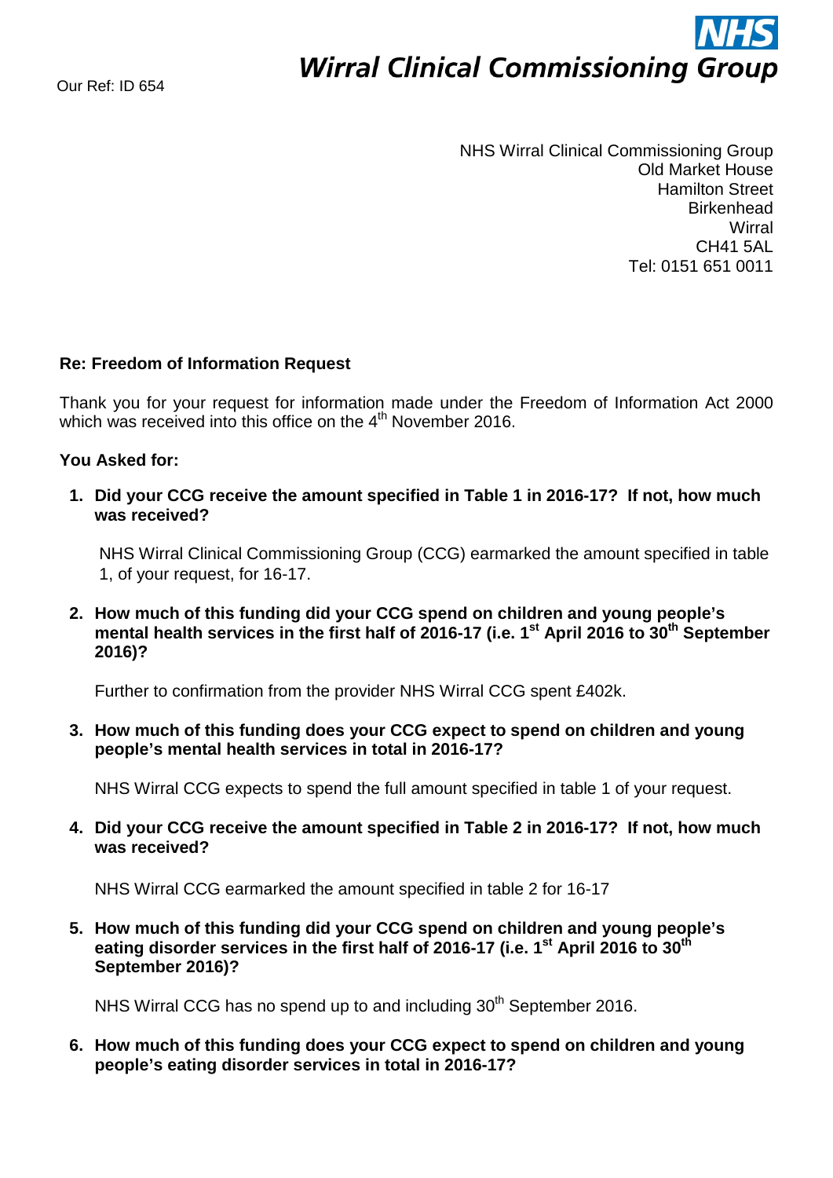Our Ref: ID 654

**NHS**
***Wirral Clinical Commissioning Group***

NHS Wirral Clinical Commissioning Group
Old Market House
Hamilton Street
Birkenhead
Wirral
CH41 5AL
Tel: 0151 651 0011

**Re: Freedom of Information Request**

Thank you for your request for information made under the Freedom of Information Act 2000 which was received into this office on the 4th November 2016.

**You Asked for:**

1. **Did your CCG receive the amount specified in Table 1 in 2016-17? If not, how much was received?**

   NHS Wirral Clinical Commissioning Group (CCG) earmarked the amount specified in table 1, of your request, for 16-17.

2. **How much of this funding did your CCG spend on children and young people's mental health services in the first half of 2016-17 (i.e. 1st April 2016 to 30th September 2016)?**

   Further to confirmation from the provider NHS Wirral CCG spent £402k.

3. **How much of this funding does your CCG expect to spend on children and young people's mental health services in total in 2016-17?**

   NHS Wirral CCG expects to spend the full amount specified in table 1 of your request.

4. **Did your CCG receive the amount specified in Table 2 in 2016-17? If not, how much was received?**

   NHS Wirral CCG earmarked the amount specified in table 2 for 16-17

5. **How much of this funding did your CCG spend on children and young people's eating disorder services in the first half of 2016-17 (i.e. 1st April 2016 to 30th September 2016)?**

   NHS Wirral CCG has no spend up to and including 30th September 2016.

6. **How much of this funding does your CCG expect to spend on children and young people's eating disorder services in total in 2016-17?**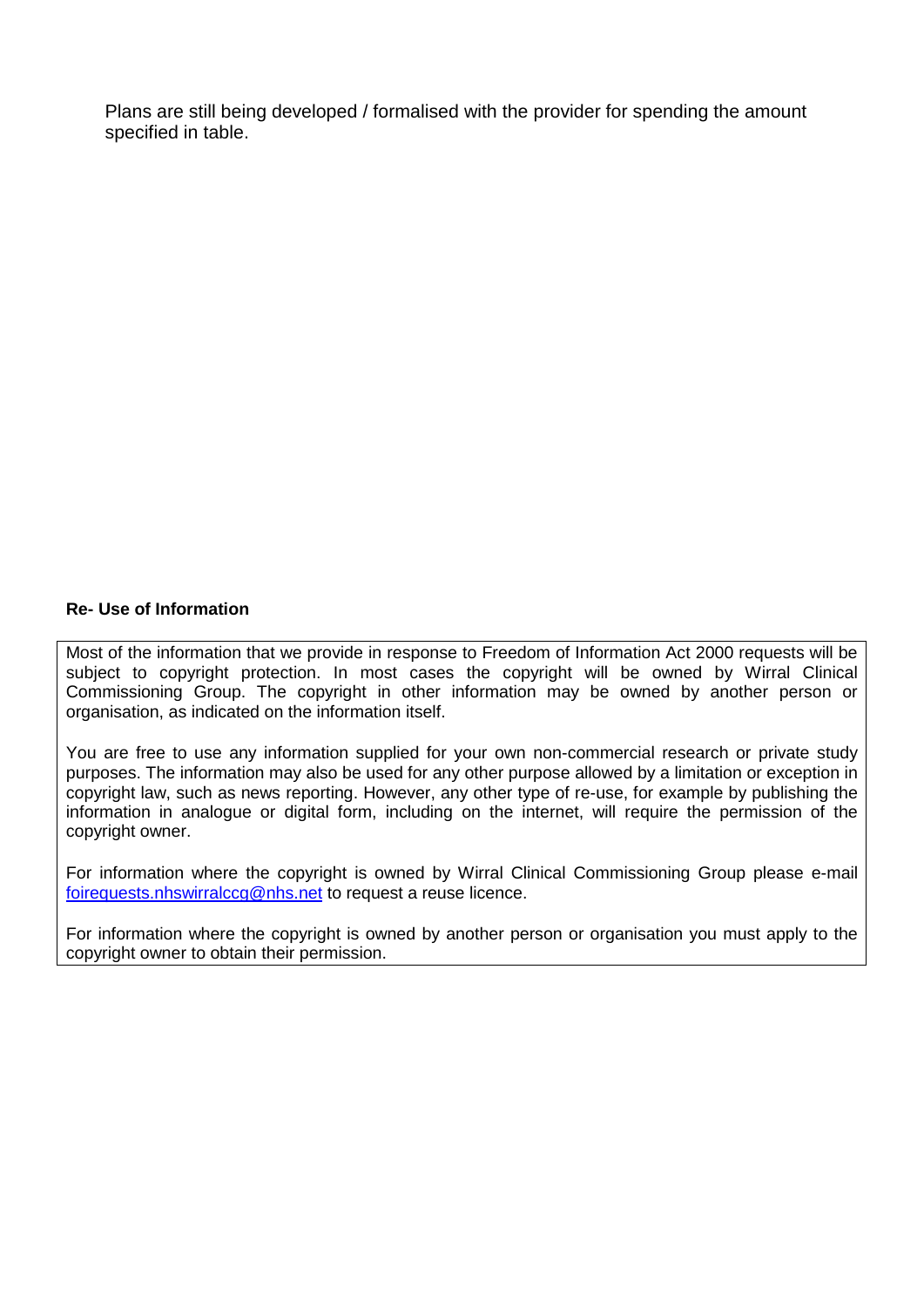Plans are still being developed / formalised with the provider for spending the amount specified in table.

**Re- Use of Information**

Most of the information that we provide in response to Freedom of Information Act 2000 requests will be subject to copyright protection. In most cases the copyright will be owned by Wirral Clinical Commissioning Group. The copyright in other information may be owned by another person or organisation, as indicated on the information itself.

You are free to use any information supplied for your own non-commercial research or private study purposes. The information may also be used for any other purpose allowed by a limitation or exception in copyright law, such as news reporting. However, any other type of re-use, for example by publishing the information in analogue or digital form, including on the internet, will require the permission of the copyright owner.

For information where the copyright is owned by Wirral Clinical Commissioning Group please e-mail foirequests.nhswirralccg@nhs.net to request a reuse licence.

For information where the copyright is owned by another person or organisation you must apply to the copyright owner to obtain their permission.